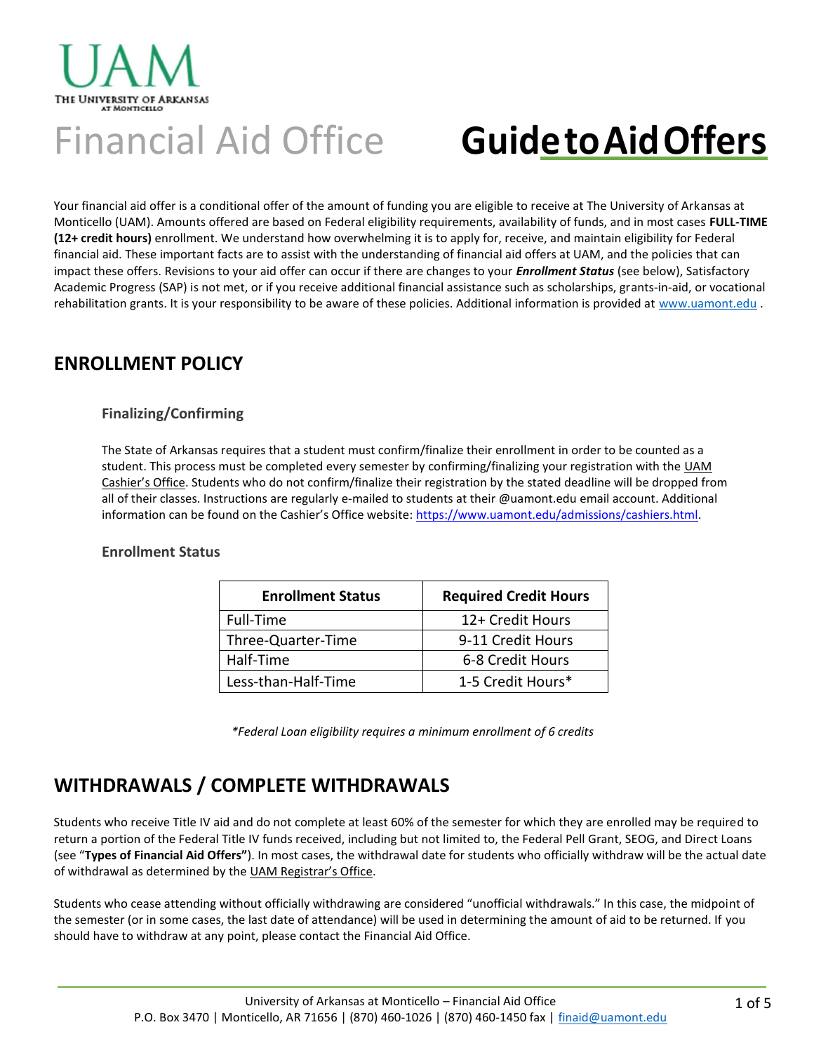UAM

THE UNIVERSITY OF ARKANSAS AT MONTICELLO

# Financial Aid Office — Guide to Aid Offers

Your financial aid offer is a conditional offer of the amount of funding you are eligible to receive at The University of Arkansas at Monticello (UAM). Amounts offered are based on Federal eligibility requirements, availability of funds, and in most cases **FULL-TIME (12+ credit hours)** enrollment. We understand how overwhelming it is to apply for, receive, and maintain eligibility for Federal financial aid. These important facts are to assist with the understanding of financial aid offers at UAM, and the policies that can impact these offers. Revisions to your aid offer can occur if there are changes to your ***Enrollment Status*** (see below), Satisfactory Academic Progress (SAP) is not met, or if you receive additional financial assistance such as scholarships, grants-in-aid, or vocational rehabilitation grants. It is your responsibility to be aware of these policies. Additional information is provided at www.uamont.edu .

## ENROLLMENT POLICY

### Finalizing/Confirming

The State of Arkansas requires that a student must confirm/finalize their enrollment in order to be counted as a student. This process must be completed every semester by confirming/finalizing your registration with the UAM Cashier's Office. Students who do not confirm/finalize their registration by the stated deadline will be dropped from all of their classes. Instructions are regularly e-mailed to students at their @uamont.edu email account. Additional information can be found on the Cashier's Office website: https://www.uamont.edu/admissions/cashiers.html.

### Enrollment Status

| Enrollment Status | Required Credit Hours |
|---|---|
| Full-Time | 12+ Credit Hours |
| Three-Quarter-Time | 9-11 Credit Hours |
| Half-Time | 6-8 Credit Hours |
| Less-than-Half-Time | 1-5 Credit Hours* |

*\*Federal Loan eligibility requires a minimum enrollment of 6 credits*

## WITHDRAWALS / COMPLETE WITHDRAWALS

Students who receive Title IV aid and do not complete at least 60% of the semester for which they are enrolled may be required to return a portion of the Federal Title IV funds received, including but not limited to, the Federal Pell Grant, SEOG, and Direct Loans (see "**Types of Financial Aid Offers"**). In most cases, the withdrawal date for students who officially withdraw will be the actual date of withdrawal as determined by the UAM Registrar's Office.

Students who cease attending without officially withdrawing are considered "unofficial withdrawals." In this case, the midpoint of the semester (or in some cases, the last date of attendance) will be used in determining the amount of aid to be returned. If you should have to withdraw at any point, please contact the Financial Aid Office.

University of Arkansas at Monticello – Financial Aid Office
P.O. Box 3470 | Monticello, AR 71656 | (870) 460-1026 | (870) 460-1450 fax | finaid@uamont.edu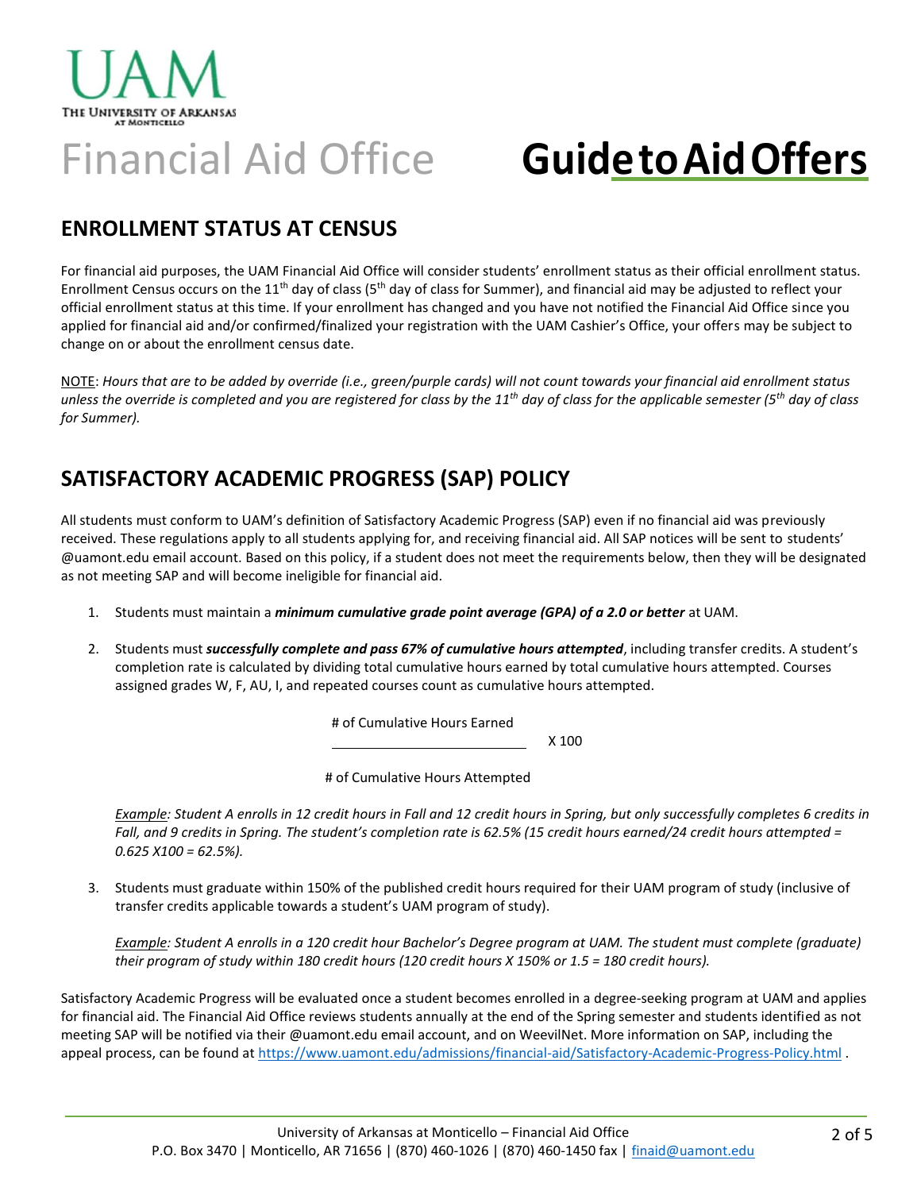UAM
THE UNIVERSITY OF ARKANSAS AT MONTICELLO

Financial Aid Office **Guide to Aid Offers**

## ENROLLMENT STATUS AT CENSUS

For financial aid purposes, the UAM Financial Aid Office will consider students' enrollment status as their official enrollment status. Enrollment Census occurs on the 11th day of class (5th day of class for Summer), and financial aid may be adjusted to reflect your official enrollment status at this time. If your enrollment has changed and you have not notified the Financial Aid Office since you applied for financial aid and/or confirmed/finalized your registration with the UAM Cashier's Office, your offers may be subject to change on or about the enrollment census date.

NOTE: *Hours that are to be added by override (i.e., green/purple cards) will not count towards your financial aid enrollment status unless the override is completed and you are registered for class by the 11th day of class for the applicable semester (5th day of class for Summer).*

## SATISFACTORY ACADEMIC PROGRESS (SAP) POLICY

All students must conform to UAM's definition of Satisfactory Academic Progress (SAP) even if no financial aid was previously received. These regulations apply to all students applying for, and receiving financial aid. All SAP notices will be sent to students' @uamont.edu email account. Based on this policy, if a student does not meet the requirements below, then they will be designated as not meeting SAP and will become ineligible for financial aid.

1. Students must maintain a ***minimum cumulative grade point average (GPA) of a 2.0 or better*** at UAM.

2. Students must ***successfully complete and pass 67% of cumulative hours attempted***, including transfer credits. A student's completion rate is calculated by dividing total cumulative hours earned by total cumulative hours attempted. Courses assigned grades W, F, AU, I, and repeated courses count as cumulative hours attempted.

$$\frac{\text{\# of Cumulative Hours Earned}}{\text{\# of Cumulative Hours Attempted}} \times 100$$

*Example: Student A enrolls in 12 credit hours in Fall and 12 credit hours in Spring, but only successfully completes 6 credits in Fall, and 9 credits in Spring. The student's completion rate is 62.5% (15 credit hours earned/24 credit hours attempted = 0.625 X100 = 62.5%).*

3. Students must graduate within 150% of the published credit hours required for their UAM program of study (inclusive of transfer credits applicable towards a student's UAM program of study).

*Example: Student A enrolls in a 120 credit hour Bachelor's Degree program at UAM. The student must complete (graduate) their program of study within 180 credit hours (120 credit hours X 150% or 1.5 = 180 credit hours).*

Satisfactory Academic Progress will be evaluated once a student becomes enrolled in a degree-seeking program at UAM and applies for financial aid. The Financial Aid Office reviews students annually at the end of the Spring semester and students identified as not meeting SAP will be notified via their @uamont.edu email account, and on WeevilNet. More information on SAP, including the appeal process, can be found at https://www.uamont.edu/admissions/financial-aid/Satisfactory-Academic-Progress-Policy.html .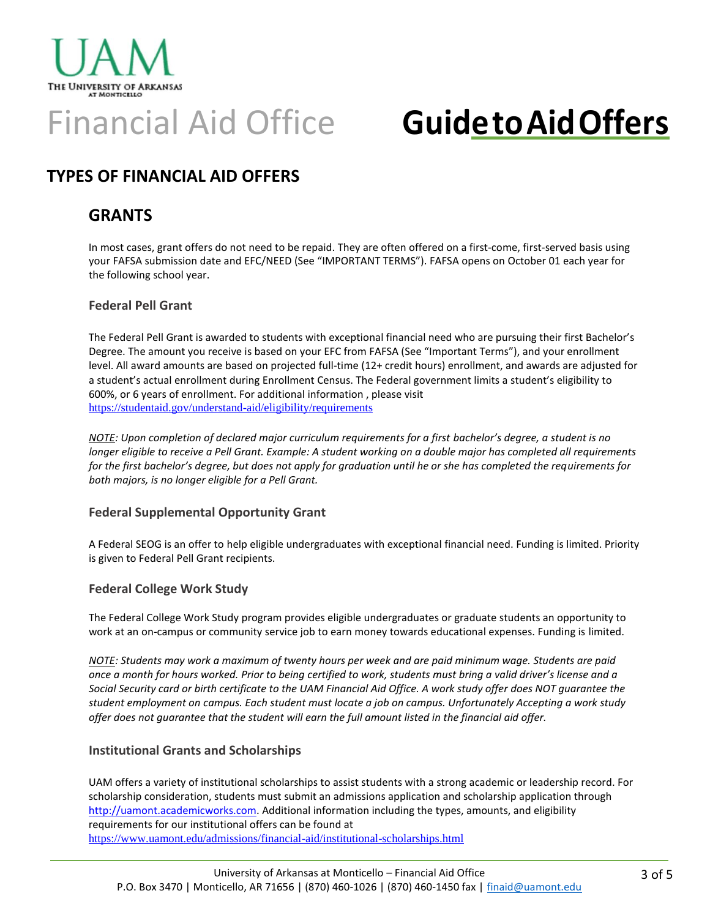# TYPES OF FINANCIAL AID OFFERS

## GRANTS

In most cases, grant offers do not need to be repaid. They are often offered on a first-come, first-served basis using your FAFSA submission date and EFC/NEED (See "IMPORTANT TERMS"). FAFSA opens on October 01 each year for the following school year.

### Federal Pell Grant

The Federal Pell Grant is awarded to students with exceptional financial need who are pursuing their first Bachelor's Degree. The amount you receive is based on your EFC from FAFSA (See "Important Terms"), and your enrollment level. All award amounts are based on projected full-time (12+ credit hours) enrollment, and awards are adjusted for a student's actual enrollment during Enrollment Census. The Federal government limits a student's eligibility to 600%, or 6 years of enrollment. For additional information , please visit https://studentaid.gov/understand-aid/eligibility/requirements

*NOTE: Upon completion of declared major curriculum requirements for a first bachelor's degree, a student is no longer eligible to receive a Pell Grant. Example: A student working on a double major has completed all requirements for the first bachelor's degree, but does not apply for graduation until he or she has completed the requirements for both majors, is no longer eligible for a Pell Grant.*

### Federal Supplemental Opportunity Grant

A Federal SEOG is an offer to help eligible undergraduates with exceptional financial need. Funding is limited. Priority is given to Federal Pell Grant recipients.

### Federal College Work Study

The Federal College Work Study program provides eligible undergraduates or graduate students an opportunity to work at an on-campus or community service job to earn money towards educational expenses. Funding is limited.

*NOTE: Students may work a maximum of twenty hours per week and are paid minimum wage. Students are paid once a month for hours worked. Prior to being certified to work, students must bring a valid driver's license and a Social Security card or birth certificate to the UAM Financial Aid Office. A work study offer does NOT guarantee the student employment on campus. Each student must locate a job on campus. Unfortunately Accepting a work study offer does not guarantee that the student will earn the full amount listed in the financial aid offer.*

### Institutional Grants and Scholarships

UAM offers a variety of institutional scholarships to assist students with a strong academic or leadership record. For scholarship consideration, students must submit an admissions application and scholarship application through http://uamont.academicworks.com. Additional information including the types, amounts, and eligibility requirements for our institutional offers can be found at https://www.uamont.edu/admissions/financial-aid/institutional-scholarships.html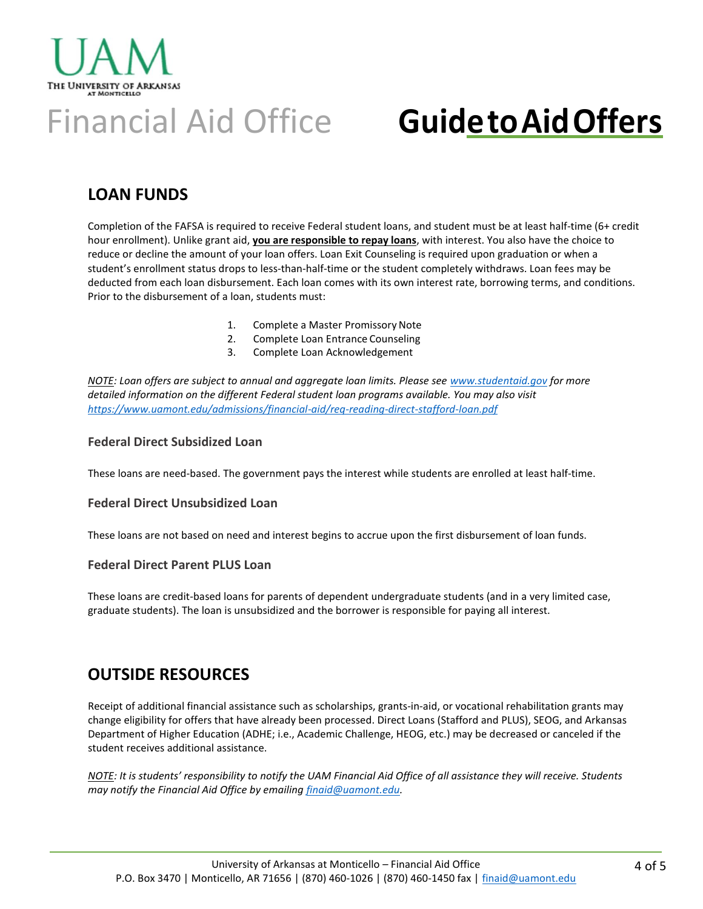## LOAN FUNDS

Completion of the FAFSA is required to receive Federal student loans, and student must be at least half-time (6+ credit hour enrollment). Unlike grant aid, **you are responsible to repay loans**, with interest. You also have the choice to reduce or decline the amount of your loan offers. Loan Exit Counseling is required upon graduation or when a student's enrollment status drops to less-than-half-time or the student completely withdraws. Loan fees may be deducted from each loan disbursement. Each loan comes with its own interest rate, borrowing terms, and conditions. Prior to the disbursement of a loan, students must:

1. Complete a Master Promissory Note
2. Complete Loan Entrance Counseling
3. Complete Loan Acknowledgement

*NOTE: Loan offers are subject to annual and aggregate loan limits. Please see [www.studentaid.gov](www.studentaid.gov) for more detailed information on the different Federal student loan programs available. You may also visit [https://www.uamont.edu/admissions/financial-aid/req-reading-direct-stafford-loan.pdf](https://www.uamont.edu/admissions/financial-aid/req-reading-direct-stafford-loan.pdf)*

### Federal Direct Subsidized Loan

These loans are need-based. The government pays the interest while students are enrolled at least half-time.

### Federal Direct Unsubsidized Loan

These loans are not based on need and interest begins to accrue upon the first disbursement of loan funds.

### Federal Direct Parent PLUS Loan

These loans are credit-based loans for parents of dependent undergraduate students (and in a very limited case, graduate students). The loan is unsubsidized and the borrower is responsible for paying all interest.

## OUTSIDE RESOURCES

Receipt of additional financial assistance such as scholarships, grants-in-aid, or vocational rehabilitation grants may change eligibility for offers that have already been processed. Direct Loans (Stafford and PLUS), SEOG, and Arkansas Department of Higher Education (ADHE; i.e., Academic Challenge, HEOG, etc.) may be decreased or canceled if the student receives additional assistance.

*NOTE: It is students' responsibility to notify the UAM Financial Aid Office of all assistance they will receive. Students may notify the Financial Aid Office by emailing [finaid@uamont.edu](mailto:finaid@uamont.edu).*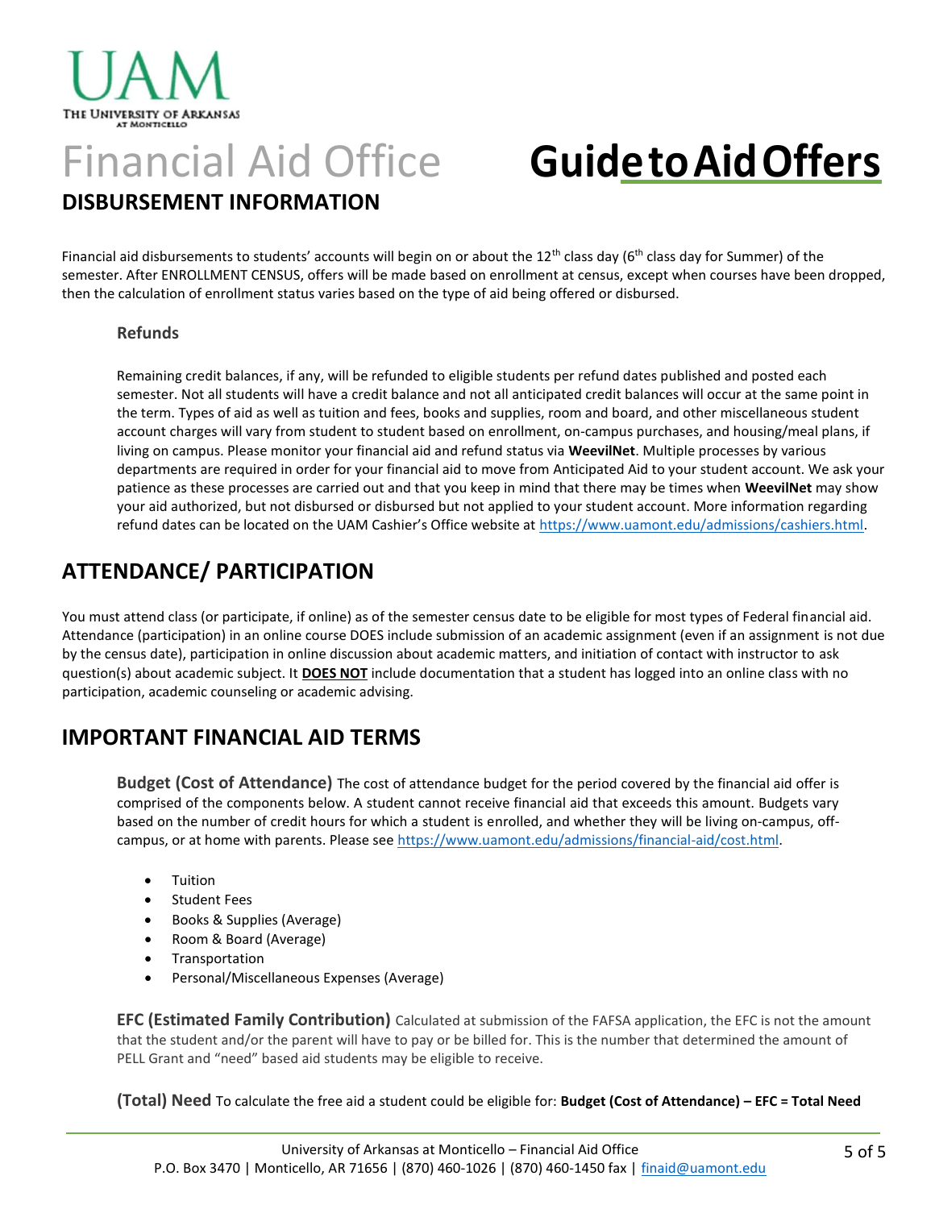# Financial Aid Office — Guide to Aid Offers

## DISBURSEMENT INFORMATION

Financial aid disbursements to students' accounts will begin on or about the 12th class day (6th class day for Summer) of the semester. After ENROLLMENT CENSUS, offers will be made based on enrollment at census, except when courses have been dropped, then the calculation of enrollment status varies based on the type of aid being offered or disbursed.

### Refunds

Remaining credit balances, if any, will be refunded to eligible students per refund dates published and posted each semester. Not all students will have a credit balance and not all anticipated credit balances will occur at the same point in the term. Types of aid as well as tuition and fees, books and supplies, room and board, and other miscellaneous student account charges will vary from student to student based on enrollment, on-campus purchases, and housing/meal plans, if living on campus. Please monitor your financial aid and refund status via **WeevilNet**. Multiple processes by various departments are required in order for your financial aid to move from Anticipated Aid to your student account. We ask your patience as these processes are carried out and that you keep in mind that there may be times when **WeevilNet** may show your aid authorized, but not disbursed or disbursed but not applied to your student account. More information regarding refund dates can be located on the UAM Cashier's Office website at https://www.uamont.edu/admissions/cashiers.html.

## ATTENDANCE/ PARTICIPATION

You must attend class (or participate, if online) as of the semester census date to be eligible for most types of Federal financial aid. Attendance (participation) in an online course DOES include submission of an academic assignment (even if an assignment is not due by the census date), participation in online discussion about academic matters, and initiation of contact with instructor to ask question(s) about academic subject. It **DOES NOT** include documentation that a student has logged into an online class with no participation, academic counseling or academic advising.

## IMPORTANT FINANCIAL AID TERMS

**Budget (Cost of Attendance)** The cost of attendance budget for the period covered by the financial aid offer is comprised of the components below. A student cannot receive financial aid that exceeds this amount. Budgets vary based on the number of credit hours for which a student is enrolled, and whether they will be living on-campus, off-campus, or at home with parents. Please see https://www.uamont.edu/admissions/financial-aid/cost.html.

- Tuition
- Student Fees
- Books & Supplies (Average)
- Room & Board (Average)
- Transportation
- Personal/Miscellaneous Expenses (Average)

**EFC (Estimated Family Contribution)** Calculated at submission of the FAFSA application, the EFC is not the amount that the student and/or the parent will have to pay or be billed for. This is the number that determined the amount of PELL Grant and "need" based aid students may be eligible to receive.

**(Total) Need** To calculate the free aid a student could be eligible for: **Budget (Cost of Attendance) – EFC = Total Need**